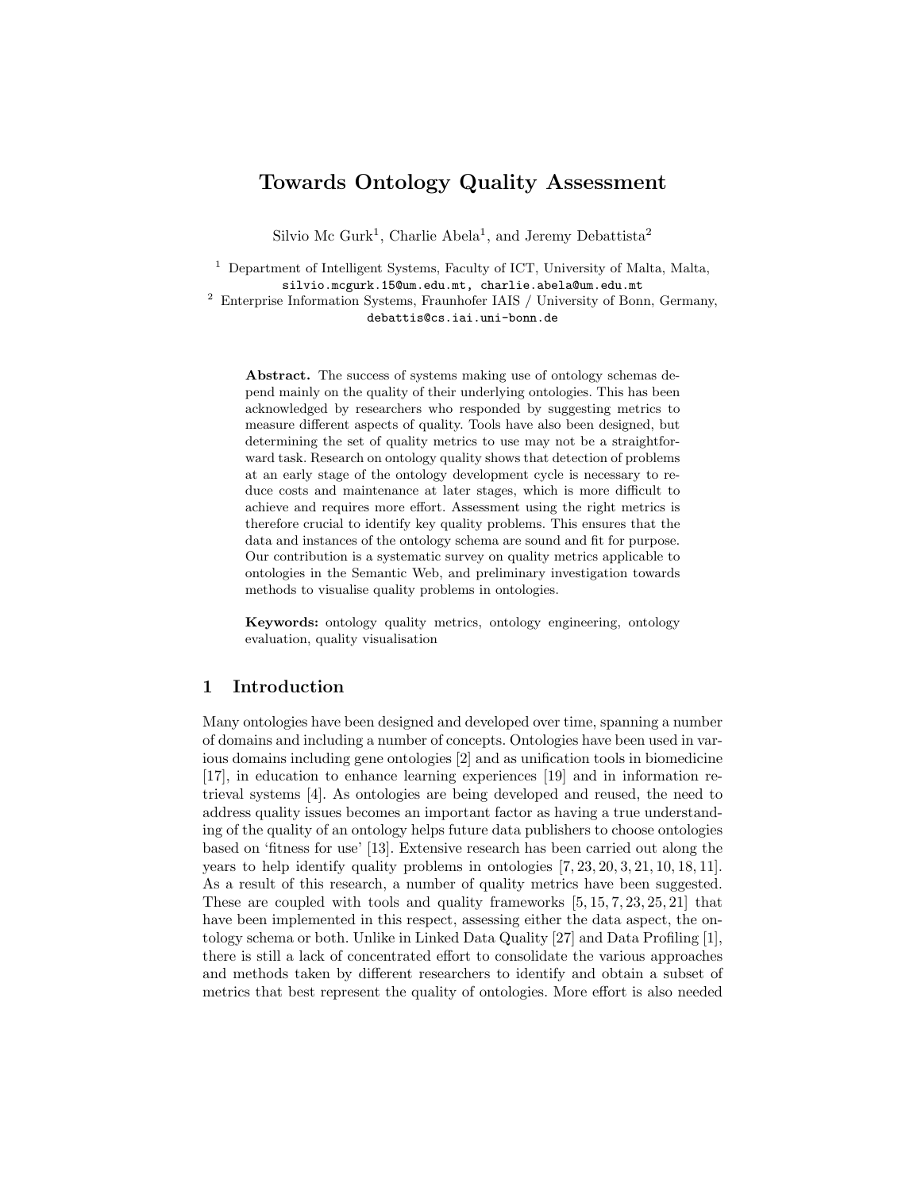# Towards Ontology Quality Assessment

Silvio Mc Gurk[1], Charlie Abela[1], and Jeremy Debattista[2]

[1] Department of Intelligent Systems, Faculty of ICT, University of Malta, Malta, silvio.mcgurk.15@um.edu.mt, charlie.abela@um.edu.mt

[2] Enterprise Information Systems, Fraunhofer IAIS / University of Bonn, Germany, debattis@cs.iai.uni-bonn.de

**Abstract.** The success of systems making use of ontology schemas depend mainly on the quality of their underlying ontologies. This has been acknowledged by researchers who responded by suggesting metrics to measure different aspects of quality. Tools have also been designed, but determining the set of quality metrics to use may not be a straightforward task. Research on ontology quality shows that detection of problems at an early stage of the ontology development cycle is necessary to reduce costs and maintenance at later stages, which is more difficult to achieve and requires more effort. Assessment using the right metrics is therefore crucial to identify key quality problems. This ensures that the data and instances of the ontology schema are sound and fit for purpose. Our contribution is a systematic survey on quality metrics applicable to ontologies in the Semantic Web, and preliminary investigation towards methods to visualise quality problems in ontologies.

**Keywords:** ontology quality metrics, ontology engineering, ontology evaluation, quality visualisation

## 1 Introduction

Many ontologies have been designed and developed over time, spanning a number of domains and including a number of concepts. Ontologies have been used in various domains including gene ontologies [2] and as unification tools in biomedicine [17], in education to enhance learning experiences [19] and in information retrieval systems [4]. As ontologies are being developed and reused, the need to address quality issues becomes an important factor as having a true understanding of the quality of an ontology helps future data publishers to choose ontologies based on 'fitness for use' [13]. Extensive research has been carried out along the years to help identify quality problems in ontologies [7, 23, 20, 3, 21, 10, 18, 11]. As a result of this research, a number of quality metrics have been suggested. These are coupled with tools and quality frameworks [5, 15, 7, 23, 25, 21] that have been implemented in this respect, assessing either the data aspect, the ontology schema or both. Unlike in Linked Data Quality [27] and Data Profiling [1], there is still a lack of concentrated effort to consolidate the various approaches and methods taken by different researchers to identify and obtain a subset of metrics that best represent the quality of ontologies. More effort is also needed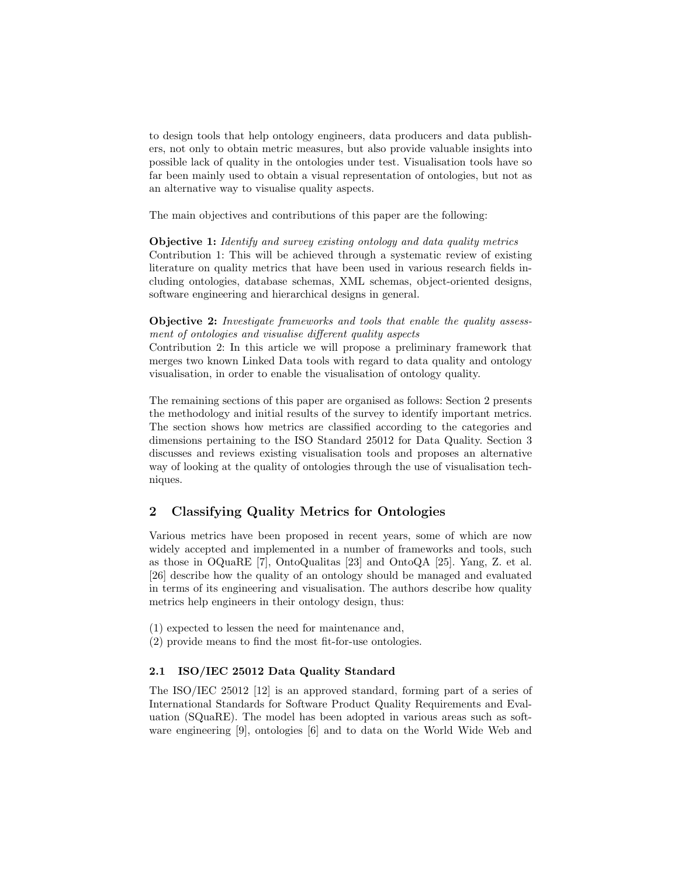to design tools that help ontology engineers, data producers and data publishers, not only to obtain metric measures, but also provide valuable insights into possible lack of quality in the ontologies under test. Visualisation tools have so far been mainly used to obtain a visual representation of ontologies, but not as an alternative way to visualise quality aspects.

The main objectives and contributions of this paper are the following:

**Objective 1:** *Identify and survey existing ontology and data quality metrics*
Contribution 1: This will be achieved through a systematic review of existing literature on quality metrics that have been used in various research fields including ontologies, database schemas, XML schemas, object-oriented designs, software engineering and hierarchical designs in general.

**Objective 2:** *Investigate frameworks and tools that enable the quality assessment of ontologies and visualise different quality aspects*
Contribution 2: In this article we will propose a preliminary framework that merges two known Linked Data tools with regard to data quality and ontology visualisation, in order to enable the visualisation of ontology quality.

The remaining sections of this paper are organised as follows: Section 2 presents the methodology and initial results of the survey to identify important metrics. The section shows how metrics are classified according to the categories and dimensions pertaining to the ISO Standard 25012 for Data Quality. Section 3 discusses and reviews existing visualisation tools and proposes an alternative way of looking at the quality of ontologies through the use of visualisation techniques.

## 2 Classifying Quality Metrics for Ontologies

Various metrics have been proposed in recent years, some of which are now widely accepted and implemented in a number of frameworks and tools, such as those in OQuaRE [7], OntoQualitas [23] and OntoQA [25]. Yang, Z. et al. [26] describe how the quality of an ontology should be managed and evaluated in terms of its engineering and visualisation. The authors describe how quality metrics help engineers in their ontology design, thus:

(1) expected to lessen the need for maintenance and,
(2) provide means to find the most fit-for-use ontologies.

### 2.1 ISO/IEC 25012 Data Quality Standard

The ISO/IEC 25012 [12] is an approved standard, forming part of a series of International Standards for Software Product Quality Requirements and Evaluation (SQuaRE). The model has been adopted in various areas such as software engineering [9], ontologies [6] and to data on the World Wide Web and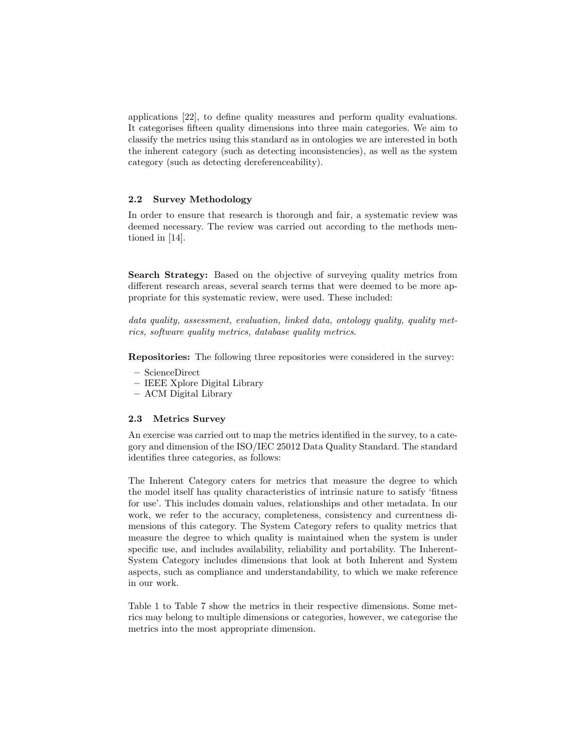applications [22], to define quality measures and perform quality evaluations. It categorises fifteen quality dimensions into three main categories. We aim to classify the metrics using this standard as in ontologies we are interested in both the inherent category (such as detecting inconsistencies), as well as the system category (such as detecting dereferenceability).

### 2.2 Survey Methodology

In order to ensure that research is thorough and fair, a systematic review was deemed necessary. The review was carried out according to the methods mentioned in [14].

**Search Strategy:** Based on the objective of surveying quality metrics from different research areas, several search terms that were deemed to be more appropriate for this systematic review, were used. These included:

*data quality, assessment, evaluation, linked data, ontology quality, quality metrics, software quality metrics, database quality metrics*.

**Repositories:** The following three repositories were considered in the survey:

- ScienceDirect
- IEEE Xplore Digital Library
- ACM Digital Library

### 2.3 Metrics Survey

An exercise was carried out to map the metrics identified in the survey, to a category and dimension of the ISO/IEC 25012 Data Quality Standard. The standard identifies three categories, as follows:

The Inherent Category caters for metrics that measure the degree to which the model itself has quality characteristics of intrinsic nature to satisfy 'fitness for use'. This includes domain values, relationships and other metadata. In our work, we refer to the accuracy, completeness, consistency and currentness dimensions of this category. The System Category refers to quality metrics that measure the degree to which quality is maintained when the system is under specific use, and includes availability, reliability and portability. The Inherent-System Category includes dimensions that look at both Inherent and System aspects, such as compliance and understandability, to which we make reference in our work.

Table 1 to Table 7 show the metrics in their respective dimensions. Some metrics may belong to multiple dimensions or categories, however, we categorise the metrics into the most appropriate dimension.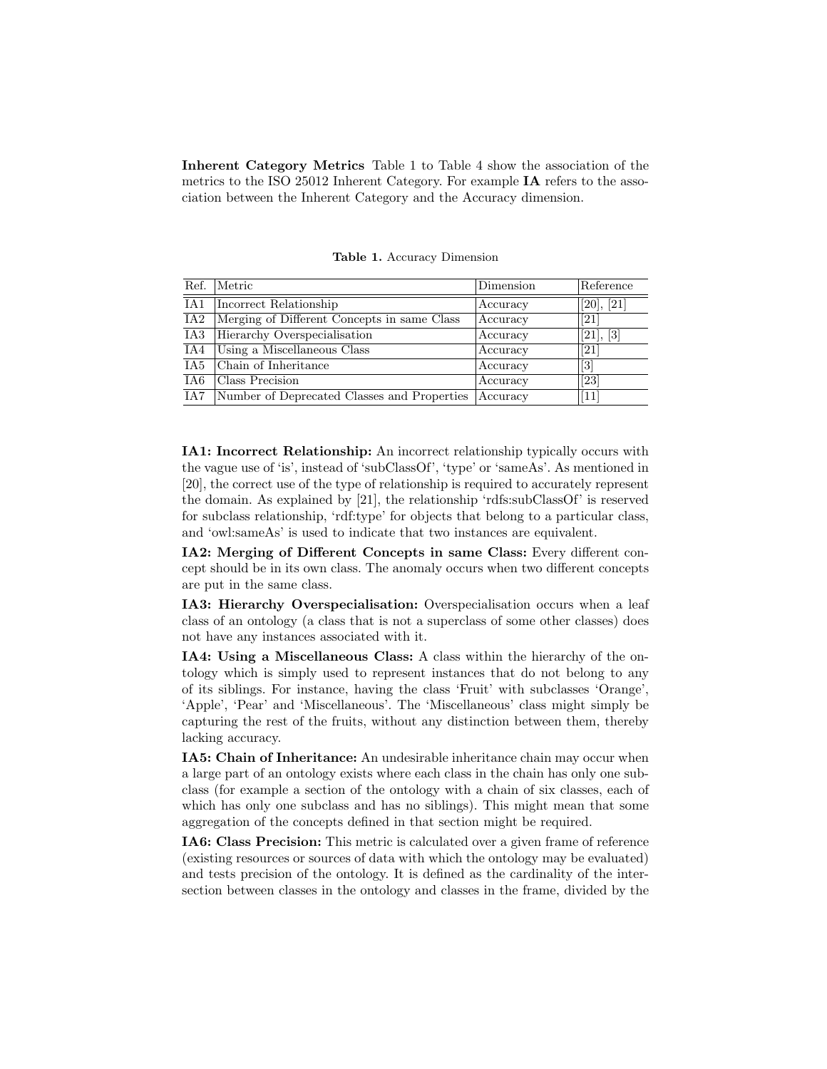**Inherent Category Metrics** Table 1 to Table 4 show the association of the metrics to the ISO 25012 Inherent Category. For example **IA** refers to the association between the Inherent Category and the Accuracy dimension.

**Table 1.** Accuracy Dimension

| Ref. | Metric | Dimension | Reference |
|---|---|---|---|
| IA1 | Incorrect Relationship | Accuracy | [20], [21] |
| IA2 | Merging of Different Concepts in same Class | Accuracy | [21] |
| IA3 | Hierarchy Overspecialisation | Accuracy | [21], [3] |
| IA4 | Using a Miscellaneous Class | Accuracy | [21] |
| IA5 | Chain of Inheritance | Accuracy | [3] |
| IA6 | Class Precision | Accuracy | [23] |
| IA7 | Number of Deprecated Classes and Properties | Accuracy | [11] |

**IA1: Incorrect Relationship:** An incorrect relationship typically occurs with the vague use of 'is', instead of 'subClassOf', 'type' or 'sameAs'. As mentioned in [20], the correct use of the type of relationship is required to accurately represent the domain. As explained by [21], the relationship 'rdfs:subClassOf' is reserved for subclass relationship, 'rdf:type' for objects that belong to a particular class, and 'owl:sameAs' is used to indicate that two instances are equivalent.

**IA2: Merging of Different Concepts in same Class:** Every different concept should be in its own class. The anomaly occurs when two different concepts are put in the same class.

**IA3: Hierarchy Overspecialisation:** Overspecialisation occurs when a leaf class of an ontology (a class that is not a superclass of some other classes) does not have any instances associated with it.

**IA4: Using a Miscellaneous Class:** A class within the hierarchy of the ontology which is simply used to represent instances that do not belong to any of its siblings. For instance, having the class 'Fruit' with subclasses 'Orange', 'Apple', 'Pear' and 'Miscellaneous'. The 'Miscellaneous' class might simply be capturing the rest of the fruits, without any distinction between them, thereby lacking accuracy.

**IA5: Chain of Inheritance:** An undesirable inheritance chain may occur when a large part of an ontology exists where each class in the chain has only one subclass (for example a section of the ontology with a chain of six classes, each of which has only one subclass and has no siblings). This might mean that some aggregation of the concepts defined in that section might be required.

**IA6: Class Precision:** This metric is calculated over a given frame of reference (existing resources or sources of data with which the ontology may be evaluated) and tests precision of the ontology. It is defined as the cardinality of the intersection between classes in the ontology and classes in the frame, divided by the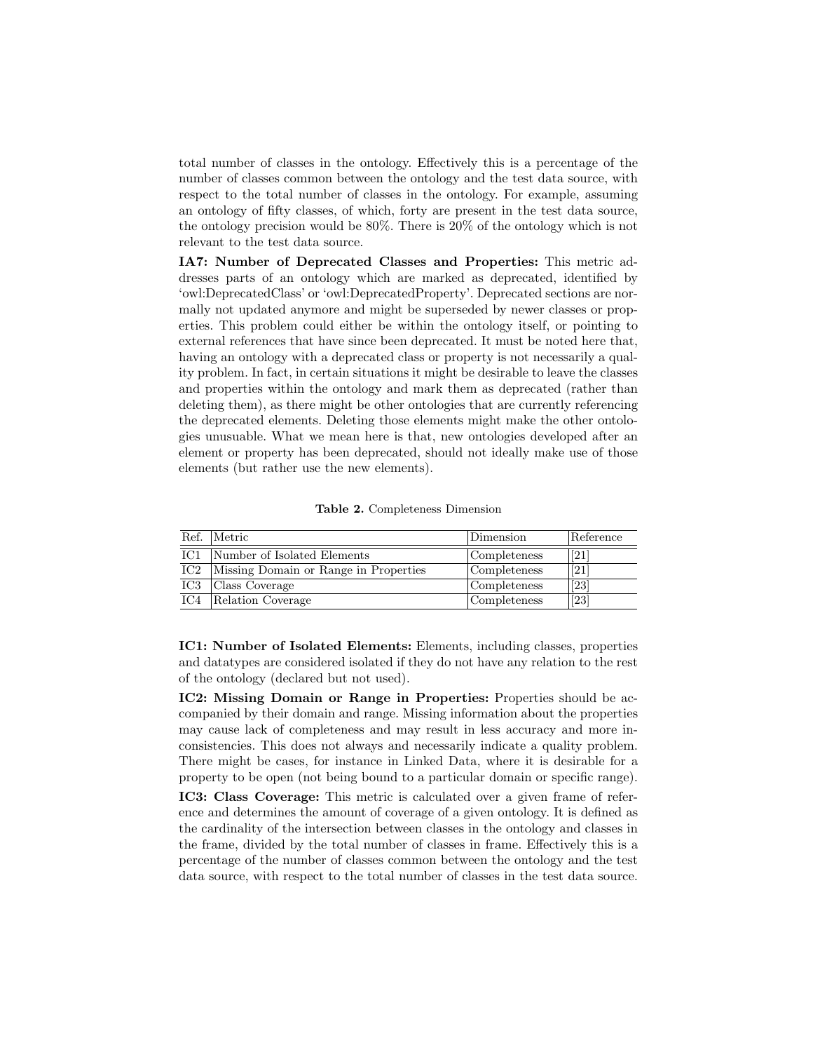total number of classes in the ontology. Effectively this is a percentage of the number of classes common between the ontology and the test data source, with respect to the total number of classes in the ontology. For example, assuming an ontology of fifty classes, of which, forty are present in the test data source, the ontology precision would be 80%. There is 20% of the ontology which is not relevant to the test data source.

**IA7: Number of Deprecated Classes and Properties:** This metric addresses parts of an ontology which are marked as deprecated, identified by 'owl:DeprecatedClass' or 'owl:DeprecatedProperty'. Deprecated sections are normally not updated anymore and might be superseded by newer classes or properties. This problem could either be within the ontology itself, or pointing to external references that have since been deprecated. It must be noted here that, having an ontology with a deprecated class or property is not necessarily a quality problem. In fact, in certain situations it might be desirable to leave the classes and properties within the ontology and mark them as deprecated (rather than deleting them), as there might be other ontologies that are currently referencing the deprecated elements. Deleting those elements might make the other ontologies unusuable. What we mean here is that, new ontologies developed after an element or property has been deprecated, should not ideally make use of those elements (but rather use the new elements).

**Table 2.** Completeness Dimension

| Ref. | Metric | Dimension | Reference |
|---|---|---|---|
| IC1 | Number of Isolated Elements | Completeness | [21] |
| IC2 | Missing Domain or Range in Properties | Completeness | [21] |
| IC3 | Class Coverage | Completeness | [23] |
| IC4 | Relation Coverage | Completeness | [23] |

**IC1: Number of Isolated Elements:** Elements, including classes, properties and datatypes are considered isolated if they do not have any relation to the rest of the ontology (declared but not used).

**IC2: Missing Domain or Range in Properties:** Properties should be accompanied by their domain and range. Missing information about the properties may cause lack of completeness and may result in less accuracy and more inconsistencies. This does not always and necessarily indicate a quality problem. There might be cases, for instance in Linked Data, where it is desirable for a property to be open (not being bound to a particular domain or specific range).

**IC3: Class Coverage:** This metric is calculated over a given frame of reference and determines the amount of coverage of a given ontology. It is defined as the cardinality of the intersection between classes in the ontology and classes in the frame, divided by the total number of classes in frame. Effectively this is a percentage of the number of classes common between the ontology and the test data source, with respect to the total number of classes in the test data source.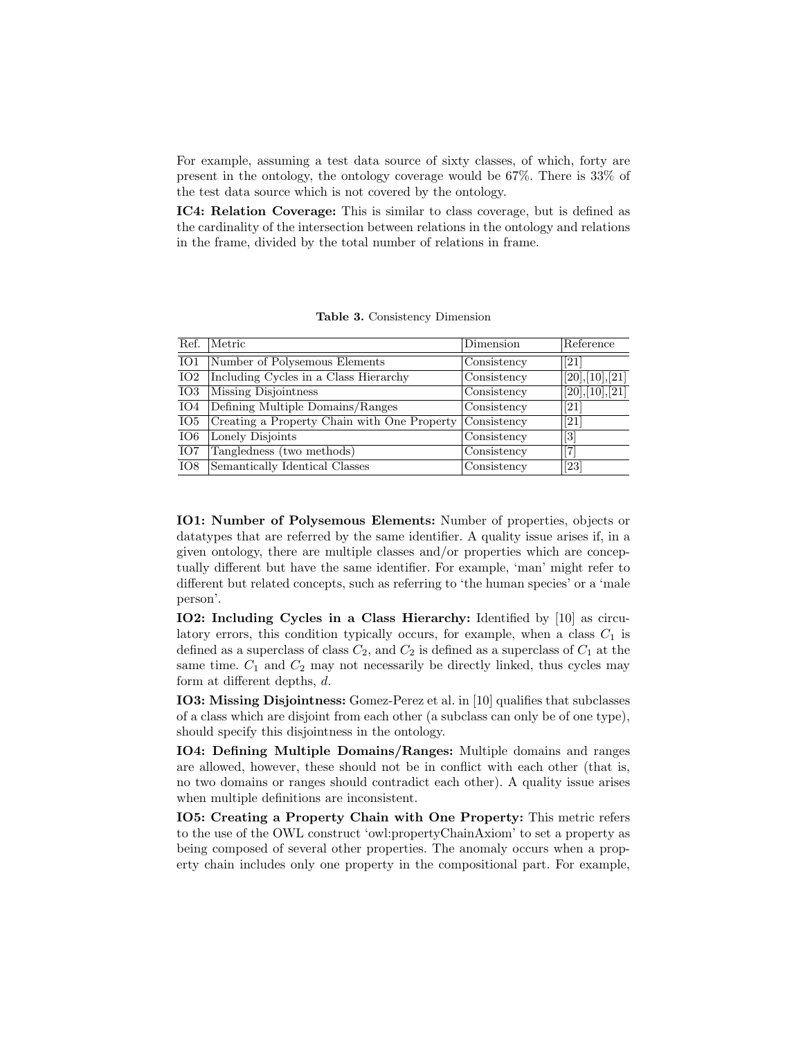For example, assuming a test data source of sixty classes, of which, forty are present in the ontology, the ontology coverage would be 67%. There is 33% of the test data source which is not covered by the ontology.

**IC4: Relation Coverage:** This is similar to class coverage, but is defined as the cardinality of the intersection between relations in the ontology and relations in the frame, divided by the total number of relations in frame.

**Table 3.** Consistency Dimension

| Ref. | Metric | Dimension | Reference |
|---|---|---|---|
| IO1 | Number of Polysemous Elements | Consistency | [21] |
| IO2 | Including Cycles in a Class Hierarchy | Consistency | [20],[10],[21] |
| IO3 | Missing Disjointness | Consistency | [20],[10],[21] |
| IO4 | Defining Multiple Domains/Ranges | Consistency | [21] |
| IO5 | Creating a Property Chain with One Property | Consistency | [21] |
| IO6 | Lonely Disjoints | Consistency | [3] |
| IO7 | Tangledness (two methods) | Consistency | [7] |
| IO8 | Semantically Identical Classes | Consistency | [23] |

**IO1: Number of Polysemous Elements:** Number of properties, objects or datatypes that are referred by the same identifier. A quality issue arises if, in a given ontology, there are multiple classes and/or properties which are conceptually different but have the same identifier. For example, 'man' might refer to different but related concepts, such as referring to 'the human species' or a 'male person'.

**IO2: Including Cycles in a Class Hierarchy:** Identified by [10] as circulatory errors, this condition typically occurs, for example, when a class $C_1$ is defined as a superclass of class $C_2$, and $C_2$ is defined as a superclass of $C_1$ at the same time. $C_1$ and $C_2$ may not necessarily be directly linked, thus cycles may form at different depths, $d$.

**IO3: Missing Disjointness:** Gomez-Perez et al. in [10] qualifies that subclasses of a class which are disjoint from each other (a subclass can only be of one type), should specify this disjointness in the ontology.

**IO4: Defining Multiple Domains/Ranges:** Multiple domains and ranges are allowed, however, these should not be in conflict with each other (that is, no two domains or ranges should contradict each other). A quality issue arises when multiple definitions are inconsistent.

**IO5: Creating a Property Chain with One Property:** This metric refers to the use of the OWL construct 'owl:propertyChainAxiom' to set a property as being composed of several other properties. The anomaly occurs when a property chain includes only one property in the compositional part. For example,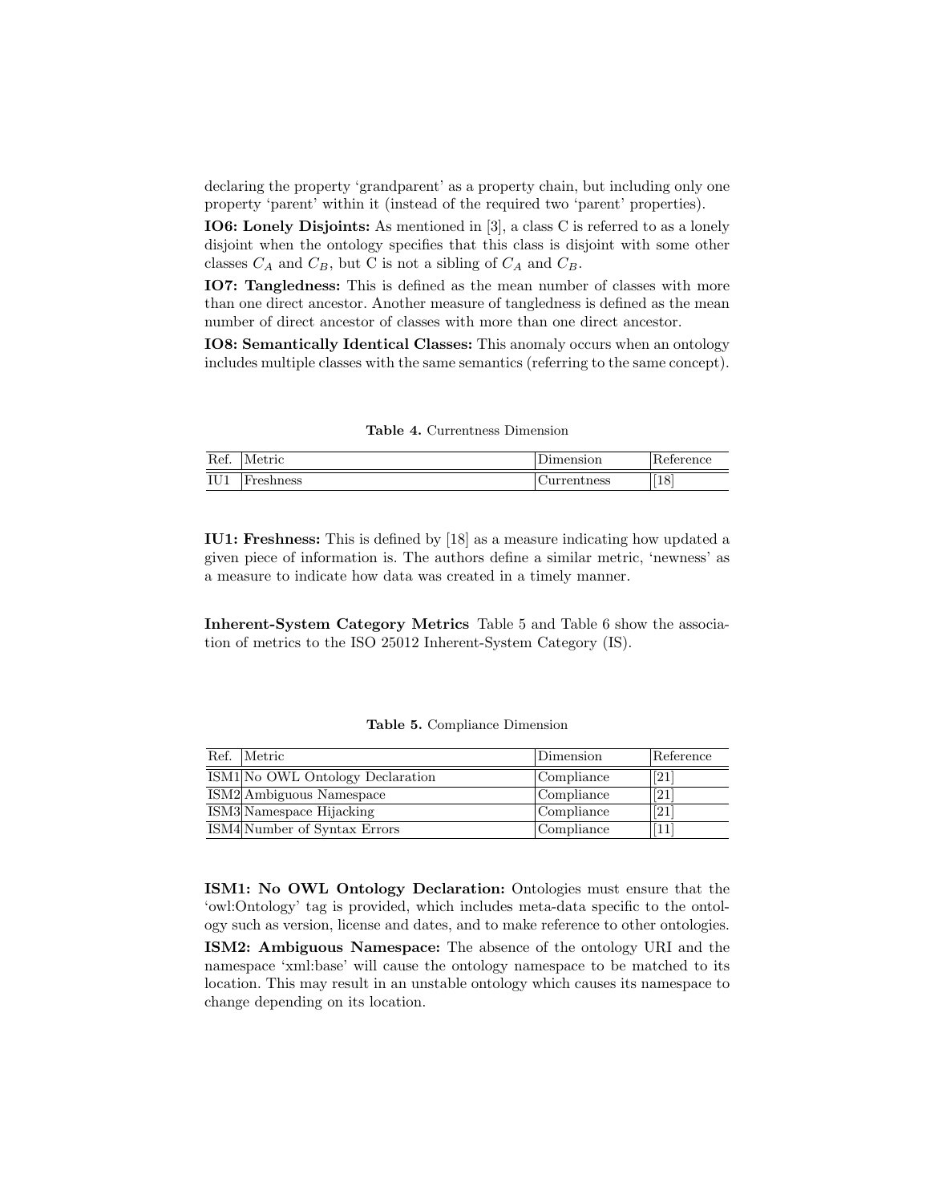declaring the property 'grandparent' as a property chain, but including only one property 'parent' within it (instead of the required two 'parent' properties).

**IO6: Lonely Disjoints:** As mentioned in [3], a class C is referred to as a lonely disjoint when the ontology specifies that this class is disjoint with some other classes $C_A$ and $C_B$, but C is not a sibling of $C_A$ and $C_B$.

**IO7: Tangledness:** This is defined as the mean number of classes with more than one direct ancestor. Another measure of tangledness is defined as the mean number of direct ancestor of classes with more than one direct ancestor.

**IO8: Semantically Identical Classes:** This anomaly occurs when an ontology includes multiple classes with the same semantics (referring to the same concept).

**Table 4.** Currentness Dimension

| Ref. | Metric | Dimension | Reference |
|---|---|---|---|
| IU1 | Freshness | Currentness | [18] |

**IU1: Freshness:** This is defined by [18] as a measure indicating how updated a given piece of information is. The authors define a similar metric, 'newness' as a measure to indicate how data was created in a timely manner.

**Inherent-System Category Metrics** Table 5 and Table 6 show the association of metrics to the ISO 25012 Inherent-System Category (IS).

**Table 5.** Compliance Dimension

| Ref. | Metric | Dimension | Reference |
|---|---|---|---|
| ISM1 | No OWL Ontology Declaration | Compliance | [21] |
| ISM2 | Ambiguous Namespace | Compliance | [21] |
| ISM3 | Namespace Hijacking | Compliance | [21] |
| ISM4 | Number of Syntax Errors | Compliance | [11] |

**ISM1: No OWL Ontology Declaration:** Ontologies must ensure that the 'owl:Ontology' tag is provided, which includes meta-data specific to the ontology such as version, license and dates, and to make reference to other ontologies.

**ISM2: Ambiguous Namespace:** The absence of the ontology URI and the namespace 'xml:base' will cause the ontology namespace to be matched to its location. This may result in an unstable ontology which causes its namespace to change depending on its location.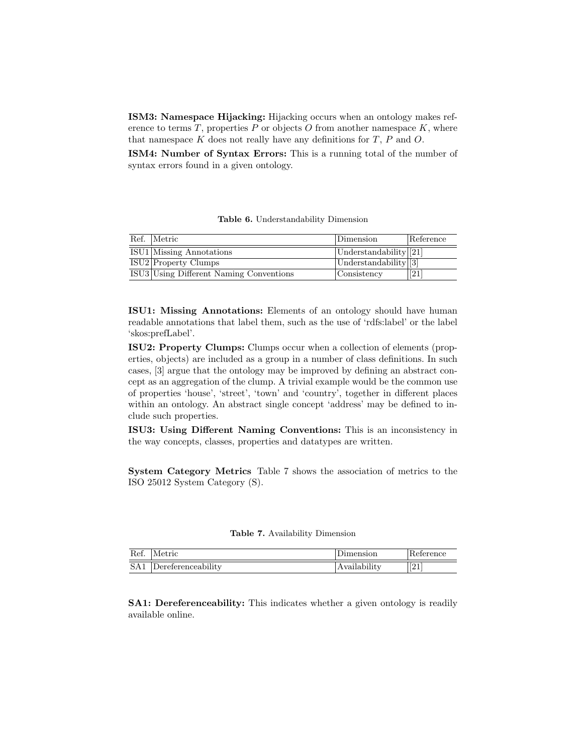**ISM3: Namespace Hijacking:** Hijacking occurs when an ontology makes reference to terms $T$, properties $P$ or objects $O$ from another namespace $K$, where that namespace $K$ does not really have any definitions for $T$, $P$ and $O$.

**ISM4: Number of Syntax Errors:** This is a running total of the number of syntax errors found in a given ontology.

**Table 6.** Understandability Dimension

| Ref. | Metric | Dimension | Reference |
|---|---|---|---|
| ISU1 | Missing Annotations | Understandability | [21] |
| ISU2 | Property Clumps | Understandability | [3] |
| ISU3 | Using Different Naming Conventions | Consistency | [21] |

**ISU1: Missing Annotations:** Elements of an ontology should have human readable annotations that label them, such as the use of 'rdfs:label' or the label 'skos:prefLabel'.

**ISU2: Property Clumps:** Clumps occur when a collection of elements (properties, objects) are included as a group in a number of class definitions. In such cases, [3] argue that the ontology may be improved by defining an abstract concept as an aggregation of the clump. A trivial example would be the common use of properties 'house', 'street', 'town' and 'country', together in different places within an ontology. An abstract single concept 'address' may be defined to include such properties.

**ISU3: Using Different Naming Conventions:** This is an inconsistency in the way concepts, classes, properties and datatypes are written.

**System Category Metrics** Table 7 shows the association of metrics to the ISO 25012 System Category (S).

**Table 7.** Availability Dimension

| Ref. | Metric | Dimension | Reference |
|---|---|---|---|
| SA1 | Dereferenceability | Availability | [21] |

**SA1: Dereferenceability:** This indicates whether a given ontology is readily available online.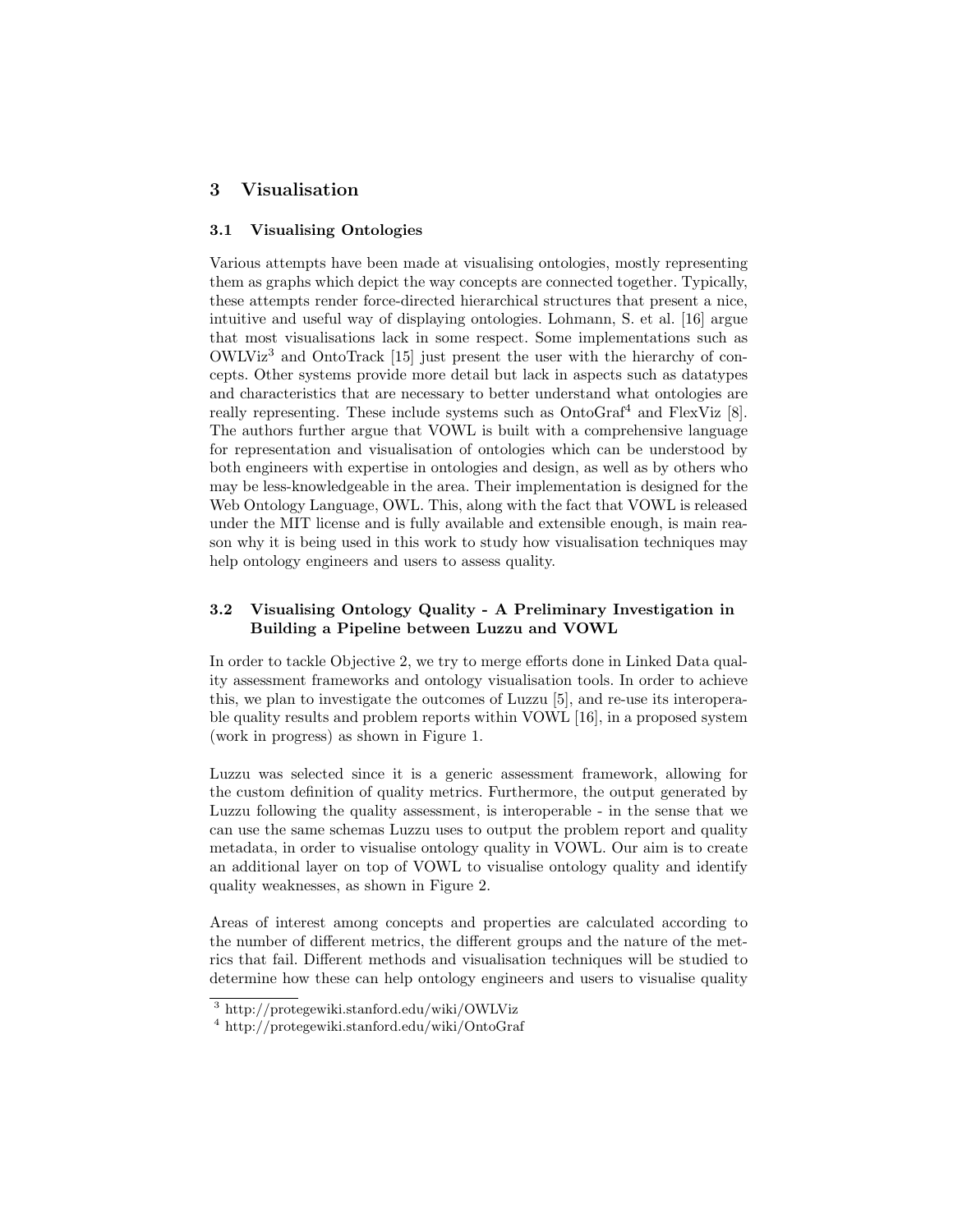## 3 Visualisation

### 3.1 Visualising Ontologies

Various attempts have been made at visualising ontologies, mostly representing them as graphs which depict the way concepts are connected together. Typically, these attempts render force-directed hierarchical structures that present a nice, intuitive and useful way of displaying ontologies. Lohmann, S. et al. [16] argue that most visualisations lack in some respect. Some implementations such as OWLViz[3] and OntoTrack [15] just present the user with the hierarchy of concepts. Other systems provide more detail but lack in aspects such as datatypes and characteristics that are necessary to better understand what ontologies are really representing. These include systems such as OntoGraf[4] and FlexViz [8]. The authors further argue that VOWL is built with a comprehensive language for representation and visualisation of ontologies which can be understood by both engineers with expertise in ontologies and design, as well as by others who may be less-knowledgeable in the area. Their implementation is designed for the Web Ontology Language, OWL. This, along with the fact that VOWL is released under the MIT license and is fully available and extensible enough, is main reason why it is being used in this work to study how visualisation techniques may help ontology engineers and users to assess quality.

### 3.2 Visualising Ontology Quality - A Preliminary Investigation in Building a Pipeline between Luzzu and VOWL

In order to tackle Objective 2, we try to merge efforts done in Linked Data quality assessment frameworks and ontology visualisation tools. In order to achieve this, we plan to investigate the outcomes of Luzzu [5], and re-use its interoperable quality results and problem reports within VOWL [16], in a proposed system (work in progress) as shown in Figure 1.

Luzzu was selected since it is a generic assessment framework, allowing for the custom definition of quality metrics. Furthermore, the output generated by Luzzu following the quality assessment, is interoperable - in the sense that we can use the same schemas Luzzu uses to output the problem report and quality metadata, in order to visualise ontology quality in VOWL. Our aim is to create an additional layer on top of VOWL to visualise ontology quality and identify quality weaknesses, as shown in Figure 2.

Areas of interest among concepts and properties are calculated according to the number of different metrics, the different groups and the nature of the metrics that fail. Different methods and visualisation techniques will be studied to determine how these can help ontology engineers and users to visualise quality

[3] http://protegewiki.stanford.edu/wiki/OWLViz

[4] http://protegewiki.stanford.edu/wiki/OntoGraf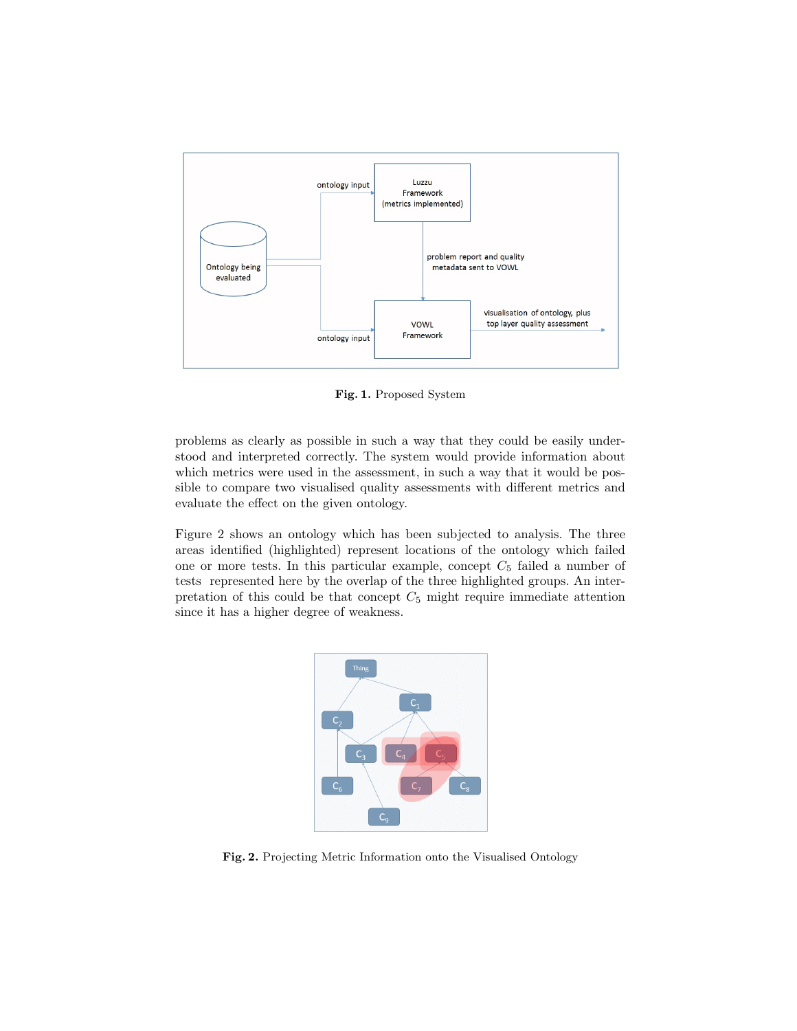**Fig. 1.** Proposed System

problems as clearly as possible in such a way that they could be easily understood and interpreted correctly. The system would provide information about which metrics were used in the assessment, in such a way that it would be possible to compare two visualised quality assessments with different metrics and evaluate the effect on the given ontology.

Figure 2 shows an ontology which has been subjected to analysis. The three areas identified (highlighted) represent locations of the ontology which failed one or more tests. In this particular example, concept $C_5$ failed a number of tests represented here by the overlap of the three highlighted groups. An interpretation of this could be that concept $C_5$ might require immediate attention since it has a higher degree of weakness.

**Fig. 2.** Projecting Metric Information onto the Visualised Ontology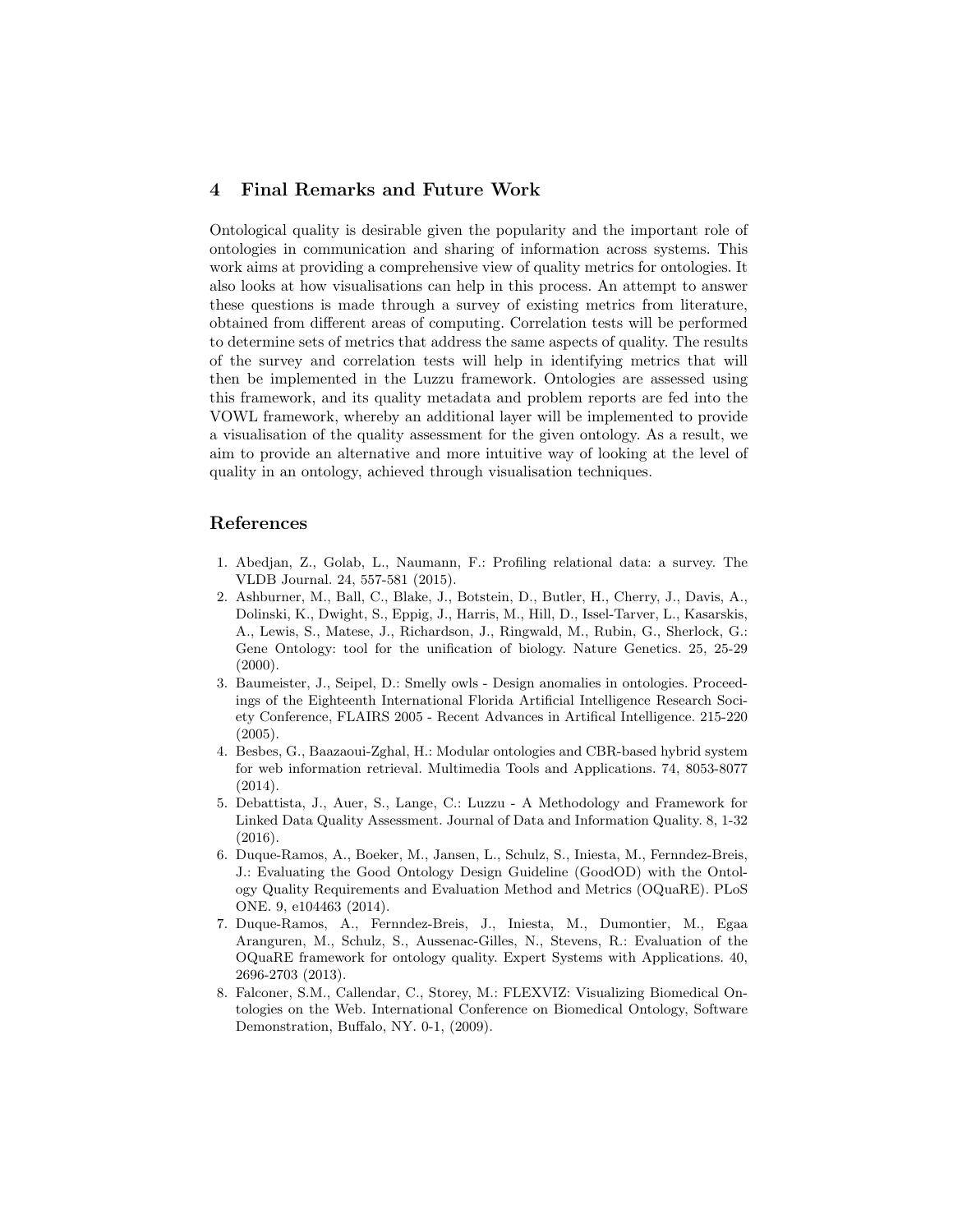## 4 Final Remarks and Future Work

Ontological quality is desirable given the popularity and the important role of ontologies in communication and sharing of information across systems. This work aims at providing a comprehensive view of quality metrics for ontologies. It also looks at how visualisations can help in this process. An attempt to answer these questions is made through a survey of existing metrics from literature, obtained from different areas of computing. Correlation tests will be performed to determine sets of metrics that address the same aspects of quality. The results of the survey and correlation tests will help in identifying metrics that will then be implemented in the Luzzu framework. Ontologies are assessed using this framework, and its quality metadata and problem reports are fed into the VOWL framework, whereby an additional layer will be implemented to provide a visualisation of the quality assessment for the given ontology. As a result, we aim to provide an alternative and more intuitive way of looking at the level of quality in an ontology, achieved through visualisation techniques.

## References

1. Abedjan, Z., Golab, L., Naumann, F.: Profiling relational data: a survey. The VLDB Journal. 24, 557-581 (2015).
2. Ashburner, M., Ball, C., Blake, J., Botstein, D., Butler, H., Cherry, J., Davis, A., Dolinski, K., Dwight, S., Eppig, J., Harris, M., Hill, D., Issel-Tarver, L., Kasarskis, A., Lewis, S., Matese, J., Richardson, J., Ringwald, M., Rubin, G., Sherlock, G.: Gene Ontology: tool for the unification of biology. Nature Genetics. 25, 25-29 (2000).
3. Baumeister, J., Seipel, D.: Smelly owls - Design anomalies in ontologies. Proceedings of the Eighteenth International Florida Artificial Intelligence Research Society Conference, FLAIRS 2005 - Recent Advances in Artifical Intelligence. 215-220 (2005).
4. Besbes, G., Baazaoui-Zghal, H.: Modular ontologies and CBR-based hybrid system for web information retrieval. Multimedia Tools and Applications. 74, 8053-8077 (2014).
5. Debattista, J., Auer, S., Lange, C.: Luzzu - A Methodology and Framework for Linked Data Quality Assessment. Journal of Data and Information Quality. 8, 1-32 (2016).
6. Duque-Ramos, A., Boeker, M., Jansen, L., Schulz, S., Iniesta, M., Fernndez-Breis, J.: Evaluating the Good Ontology Design Guideline (GoodOD) with the Ontology Quality Requirements and Evaluation Method and Metrics (OQuaRE). PLoS ONE. 9, e104463 (2014).
7. Duque-Ramos, A., Fernndez-Breis, J., Iniesta, M., Dumontier, M., Egaa Aranguren, M., Schulz, S., Aussenac-Gilles, N., Stevens, R.: Evaluation of the OQuaRE framework for ontology quality. Expert Systems with Applications. 40, 2696-2703 (2013).
8. Falconer, S.M., Callendar, C., Storey, M.: FLEXVIZ: Visualizing Biomedical Ontologies on the Web. International Conference on Biomedical Ontology, Software Demonstration, Buffalo, NY. 0-1, (2009).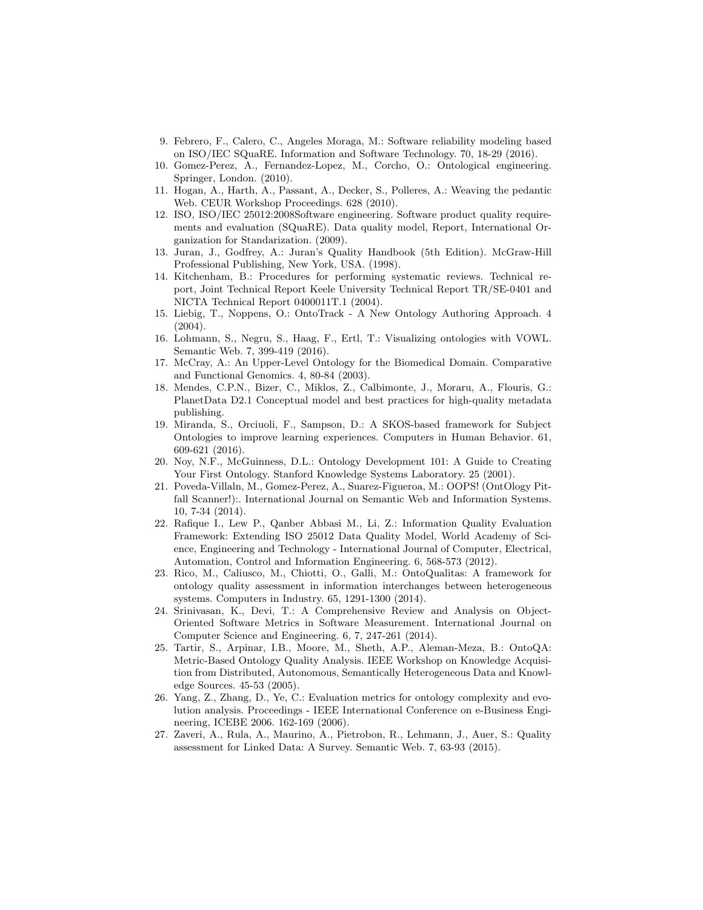9. Febrero, F., Calero, C., Angeles Moraga, M.: Software reliability modeling based on ISO/IEC SQuaRE. Information and Software Technology. 70, 18-29 (2016).
10. Gomez-Perez, A., Fernandez-Lopez, M., Corcho, O.: Ontological engineering. Springer, London. (2010).
11. Hogan, A., Harth, A., Passant, A., Decker, S., Polleres, A.: Weaving the pedantic Web. CEUR Workshop Proceedings. 628 (2010).
12. ISO, ISO/IEC 25012:2008Software engineering. Software product quality requirements and evaluation (SQuaRE). Data quality model, Report, International Organization for Standarization. (2009).
13. Juran, J., Godfrey, A.: Juran's Quality Handbook (5th Edition). McGraw-Hill Professional Publishing, New York, USA. (1998).
14. Kitchenham, B.: Procedures for performing systematic reviews. Technical report, Joint Technical Report Keele University Technical Report TR/SE-0401 and NICTA Technical Report 0400011T.1 (2004).
15. Liebig, T., Noppens, O.: OntoTrack - A New Ontology Authoring Approach. 4 (2004).
16. Lohmann, S., Negru, S., Haag, F., Ertl, T.: Visualizing ontologies with VOWL. Semantic Web. 7, 399-419 (2016).
17. McCray, A.: An Upper-Level Ontology for the Biomedical Domain. Comparative and Functional Genomics. 4, 80-84 (2003).
18. Mendes, C.P.N., Bizer, C., Miklos, Z., Calbimonte, J., Moraru, A., Flouris, G.: PlanetData D2.1 Conceptual model and best practices for high-quality metadata publishing.
19. Miranda, S., Orciuoli, F., Sampson, D.: A SKOS-based framework for Subject Ontologies to improve learning experiences. Computers in Human Behavior. 61, 609-621 (2016).
20. Noy, N.F., McGuinness, D.L.: Ontology Development 101: A Guide to Creating Your First Ontology. Stanford Knowledge Systems Laboratory. 25 (2001).
21. Poveda-Villaln, M., Gomez-Perez, A., Suarez-Figueroa, M.: OOPS! (OntOlogy Pitfall Scanner!):. International Journal on Semantic Web and Information Systems. 10, 7-34 (2014).
22. Rafique I., Lew P., Qanber Abbasi M., Li, Z.: Information Quality Evaluation Framework: Extending ISO 25012 Data Quality Model, World Academy of Science, Engineering and Technology - International Journal of Computer, Electrical, Automation, Control and Information Engineering. 6, 568-573 (2012).
23. Rico, M., Caliusco, M., Chiotti, O., Galli, M.: OntoQualitas: A framework for ontology quality assessment in information interchanges between heterogeneous systems. Computers in Industry. 65, 1291-1300 (2014).
24. Srinivasan, K., Devi, T.: A Comprehensive Review and Analysis on Object-Oriented Software Metrics in Software Measurement. International Journal on Computer Science and Engineering. 6, 7, 247-261 (2014).
25. Tartir, S., Arpinar, I.B., Moore, M., Sheth, A.P., Aleman-Meza, B.: OntoQA: Metric-Based Ontology Quality Analysis. IEEE Workshop on Knowledge Acquisition from Distributed, Autonomous, Semantically Heterogeneous Data and Knowledge Sources. 45-53 (2005).
26. Yang, Z., Zhang, D., Ye, C.: Evaluation metrics for ontology complexity and evolution analysis. Proceedings - IEEE International Conference on e-Business Engineering, ICEBE 2006. 162-169 (2006).
27. Zaveri, A., Rula, A., Maurino, A., Pietrobon, R., Lehmann, J., Auer, S.: Quality assessment for Linked Data: A Survey. Semantic Web. 7, 63-93 (2015).